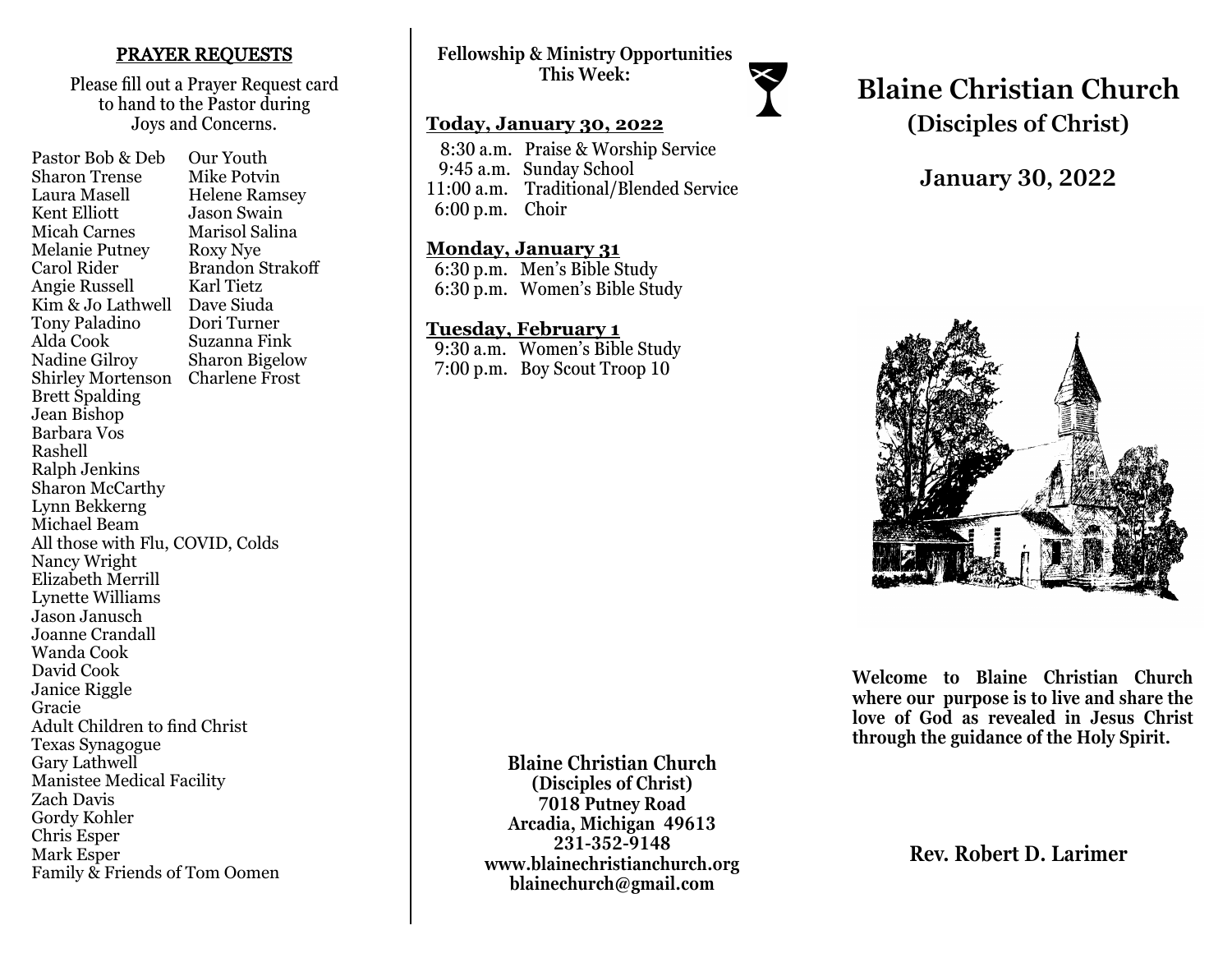## PRAYER REQUESTS

Please fill out a Prayer Request card to hand to the Pastor during Joys and Concerns.

Pastor Bob & Deb
Sharon Trense
Laura Masell
Kent Elliott
Micah Carnes
Melanie Putney
Carol Rider
Angie Russell
Kim & Jo Lathwell
Tony Paladino
Alda Cook
Nadine Gilroy
Shirley Mortenson
Brett Spalding
Jean Bishop
Barbara Vos
Rashell
Ralph Jenkins
Sharon McCarthy
Lynn Bekkerng
Michael Beam
All those with Flu, COVID, Colds
Nancy Wright
Elizabeth Merrill
Lynette Williams
Jason Janusch
Joanne Crandall
Wanda Cook
David Cook
Janice Riggle
Gracie
Adult Children to find Christ
Texas Synagogue
Gary Lathwell
Manistee Medical Facility
Zach Davis
Gordy Kohler
Chris Esper
Mark Esper
Family & Friends of Tom Oomen

Our Youth
Mike Potvin
Helene Ramsey
Jason Swain
Marisol Salina
Roxy Nye
Brandon Strakoff
Karl Tietz
Dave Siuda
Dori Turner
Suzanna Fink
Sharon Bigelow
Charlene Frost

**Fellowship & Ministry Opportunities This Week:**

**Today, January 30, 2022**

8:30 a.m. Praise & Worship Service
9:45 a.m. Sunday School
11:00 a.m. Traditional/Blended Service
6:00 p.m. Choir

**Monday, January 31**

6:30 p.m. Men's Bible Study
6:30 p.m. Women's Bible Study

**Tuesday, February 1**

9:30 a.m. Women's Bible Study
7:00 p.m. Boy Scout Troop 10

**Blaine Christian Church**
**(Disciples of Christ)**
**7018 Putney Road**
**Arcadia, Michigan 49613**
**231-352-9148**
**www.blainechristianchurch.org**
**blainechurch@gmail.com**

# Blaine Christian Church

## (Disciples of Christ)

## January 30, 2022

**Welcome to Blaine Christian Church where our purpose is to live and share the love of God as revealed in Jesus Christ through the guidance of the Holy Spirit.**

**Rev. Robert D. Larimer**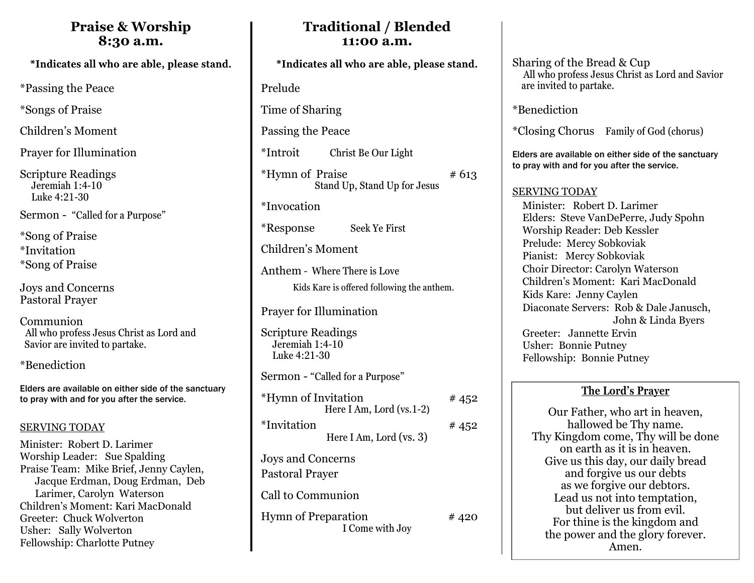## Praise & Worship
## 8:30 a.m.

**\*Indicates all who are able, please stand.**

*Passing the Peace

*Songs of Praise

Children's Moment

Prayer for Illumination

Scripture Readings
Jeremiah 1:4-10
Luke 4:21-30

Sermon - "Called for a Purpose"

*Song of Praise
*Invitation
*Song of Praise

Joys and Concerns
Pastoral Prayer

Communion
All who profess Jesus Christ as Lord and Savior are invited to partake.

*Benediction

**Elders are available on either side of the sanctuary to pray with and for you after the service.**

SERVING TODAY

Minister: Robert D. Larimer
Worship Leader: Sue Spalding
Praise Team: Mike Brief, Jenny Caylen, Jacque Erdman, Doug Erdman, Deb Larimer, Carolyn Waterson
Children's Moment: Kari MacDonald
Greeter: Chuck Wolverton
Usher: Sally Wolverton
Fellowship: Charlotte Putney

## Traditional / Blended
## 11:00 a.m.

**\*Indicates all who are able, please stand.**

Prelude

Time of Sharing

Passing the Peace

*Introit — Christ Be Our Light

*Hymn of Praise — # 613
Stand Up, Stand Up for Jesus

*Invocation

*Response — Seek Ye First

Children's Moment

Anthem - Where There is Love

Kids Kare is offered following the anthem.

Prayer for Illumination

Scripture Readings
Jeremiah 1:4-10
Luke 4:21-30

Sermon - "Called for a Purpose"

*Hymn of Invitation — # 452
Here I Am, Lord (vs.1-2)

*Invitation — # 452
Here I Am, Lord (vs. 3)

Joys and Concerns

Pastoral Prayer

Call to Communion

Hymn of Preparation — # 420
I Come with Joy

Sharing of the Bread & Cup
All who profess Jesus Christ as Lord and Savior are invited to partake.

*Benediction

*Closing Chorus — Family of God (chorus)

**Elders are available on either side of the sanctuary to pray with and for you after the service.**

SERVING TODAY

Minister: Robert D. Larimer
Elders: Steve VanDePerre, Judy Spohn
Worship Reader: Deb Kessler
Prelude: Mercy Sobkoviak
Pianist: Mercy Sobkoviak
Choir Director: Carolyn Waterson
Children's Moment: Kari MacDonald
Kids Kare: Jenny Caylen
Diaconate Servers: Rob & Dale Janusch, John & Linda Byers
Greeter: Jannette Ervin
Usher: Bonnie Putney
Fellowship: Bonnie Putney

### The Lord's Prayer

Our Father, who art in heaven,
hallowed be Thy name.
Thy Kingdom come, Thy will be done
on earth as it is in heaven.
Give us this day, our daily bread
and forgive us our debts
as we forgive our debtors.
Lead us not into temptation,
but deliver us from evil.
For thine is the kingdom and
the power and the glory forever.
Amen.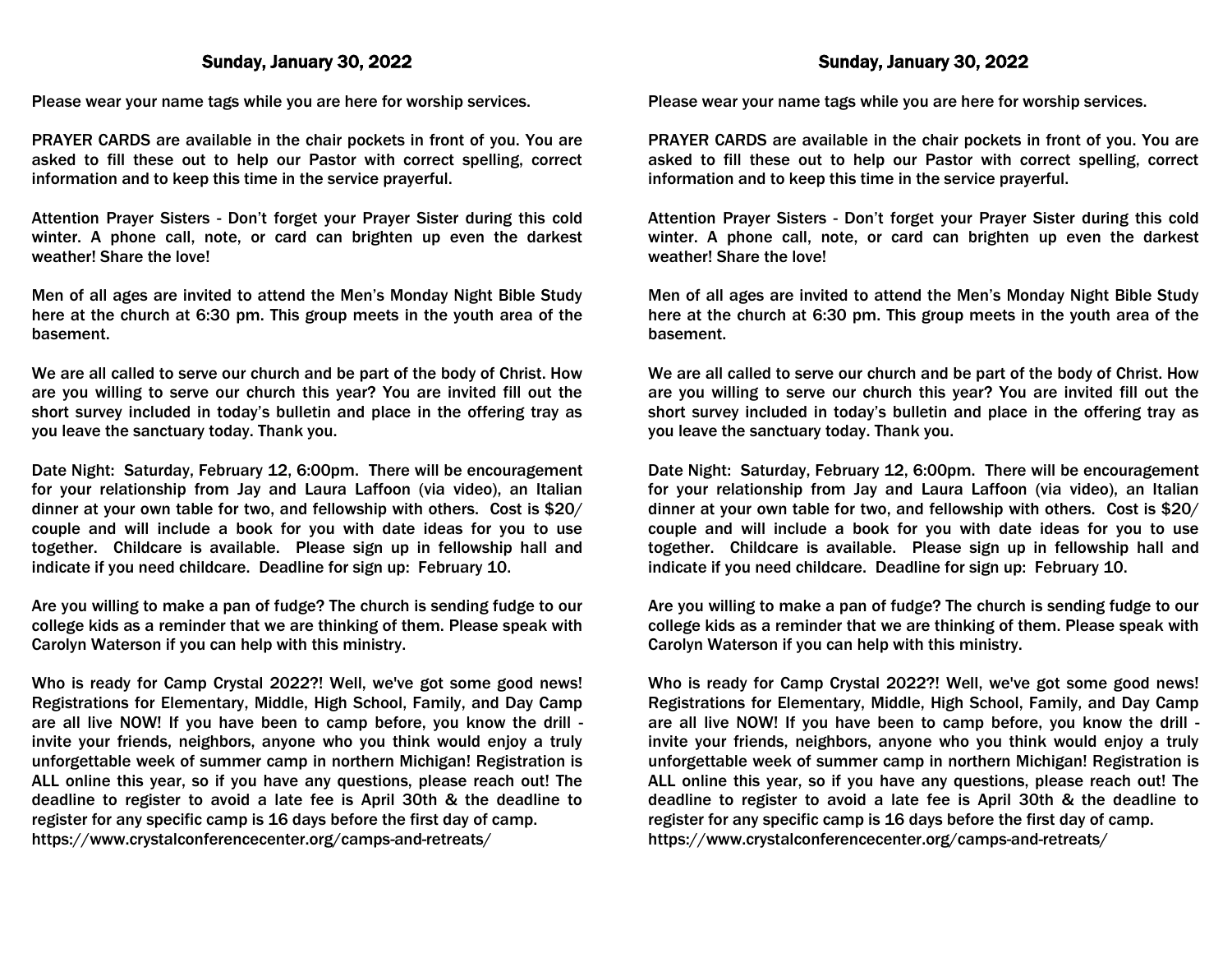## Sunday, January 30, 2022

Please wear your name tags while you are here for worship services.

PRAYER CARDS are available in the chair pockets in front of you. You are asked to fill these out to help our Pastor with correct spelling, correct information and to keep this time in the service prayerful.

Attention Prayer Sisters - Don't forget your Prayer Sister during this cold winter. A phone call, note, or card can brighten up even the darkest weather! Share the love!

Men of all ages are invited to attend the Men's Monday Night Bible Study here at the church at 6:30 pm. This group meets in the youth area of the basement.

We are all called to serve our church and be part of the body of Christ. How are you willing to serve our church this year? You are invited fill out the short survey included in today's bulletin and place in the offering tray as you leave the sanctuary today. Thank you.

Date Night: Saturday, February 12, 6:00pm. There will be encouragement for your relationship from Jay and Laura Laffoon (via video), an Italian dinner at your own table for two, and fellowship with others. Cost is $20/ couple and will include a book for you with date ideas for you to use together. Childcare is available. Please sign up in fellowship hall and indicate if you need childcare. Deadline for sign up: February 10.

Are you willing to make a pan of fudge? The church is sending fudge to our college kids as a reminder that we are thinking of them. Please speak with Carolyn Waterson if you can help with this ministry.

Who is ready for Camp Crystal 2022?! Well, we've got some good news! Registrations for Elementary, Middle, High School, Family, and Day Camp are all live NOW! If you have been to camp before, you know the drill - invite your friends, neighbors, anyone who you think would enjoy a truly unforgettable week of summer camp in northern Michigan! Registration is ALL online this year, so if you have any questions, please reach out! The deadline to register to avoid a late fee is April 30th & the deadline to register for any specific camp is 16 days before the first day of camp.
https://www.crystalconferencecenter.org/camps-and-retreats/

## Sunday, January 30, 2022

Please wear your name tags while you are here for worship services.

PRAYER CARDS are available in the chair pockets in front of you. You are asked to fill these out to help our Pastor with correct spelling, correct information and to keep this time in the service prayerful.

Attention Prayer Sisters - Don't forget your Prayer Sister during this cold winter. A phone call, note, or card can brighten up even the darkest weather! Share the love!

Men of all ages are invited to attend the Men's Monday Night Bible Study here at the church at 6:30 pm. This group meets in the youth area of the basement.

We are all called to serve our church and be part of the body of Christ. How are you willing to serve our church this year? You are invited fill out the short survey included in today's bulletin and place in the offering tray as you leave the sanctuary today. Thank you.

Date Night: Saturday, February 12, 6:00pm. There will be encouragement for your relationship from Jay and Laura Laffoon (via video), an Italian dinner at your own table for two, and fellowship with others. Cost is $20/ couple and will include a book for you with date ideas for you to use together. Childcare is available. Please sign up in fellowship hall and indicate if you need childcare. Deadline for sign up: February 10.

Are you willing to make a pan of fudge? The church is sending fudge to our college kids as a reminder that we are thinking of them. Please speak with Carolyn Waterson if you can help with this ministry.

Who is ready for Camp Crystal 2022?! Well, we've got some good news! Registrations for Elementary, Middle, High School, Family, and Day Camp are all live NOW! If you have been to camp before, you know the drill - invite your friends, neighbors, anyone who you think would enjoy a truly unforgettable week of summer camp in northern Michigan! Registration is ALL online this year, so if you have any questions, please reach out! The deadline to register to avoid a late fee is April 30th & the deadline to register for any specific camp is 16 days before the first day of camp.
https://www.crystalconferencecenter.org/camps-and-retreats/